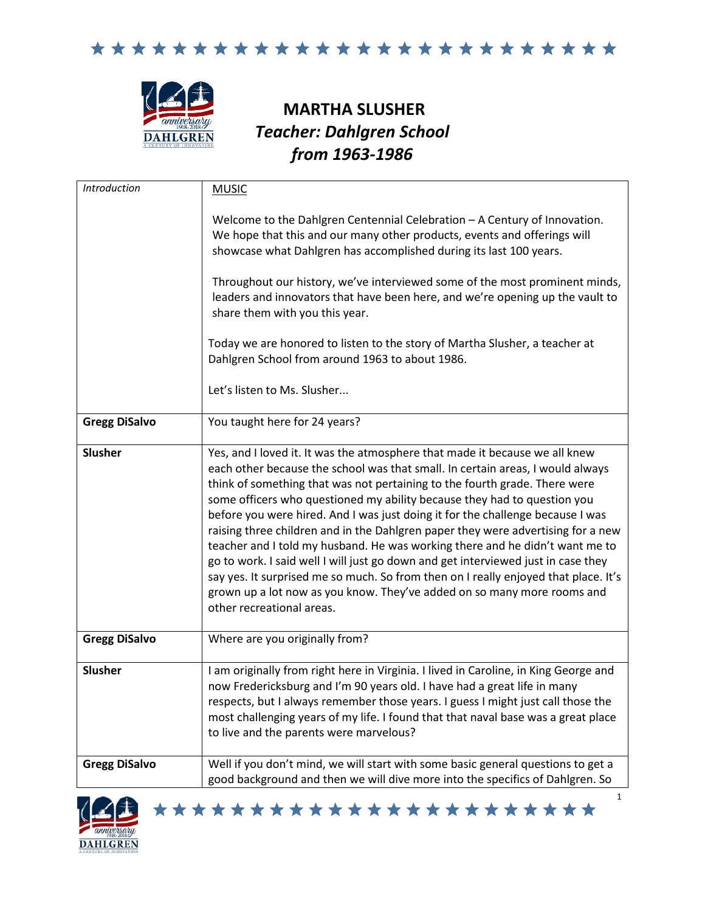# MARTHA SLUSHER

## *Teacher: Dahlgren School from 1963-1986*

| | |
|---|---|
| *Introduction* | MUSIC<br><br>Welcome to the Dahlgren Centennial Celebration – A Century of Innovation. We hope that this and our many other products, events and offerings will showcase what Dahlgren has accomplished during its last 100 years.<br><br>Throughout our history, we've interviewed some of the most prominent minds, leaders and innovators that have been here, and we're opening up the vault to share them with you this year.<br><br>Today we are honored to listen to the story of Martha Slusher, a teacher at Dahlgren School from around 1963 to about 1986.<br><br>Let's listen to Ms. Slusher... |
| **Gregg DiSalvo** | You taught here for 24 years? |
| **Slusher** | Yes, and I loved it. It was the atmosphere that made it because we all knew each other because the school was that small. In certain areas, I would always think of something that was not pertaining to the fourth grade. There were some officers who questioned my ability because they had to question you before you were hired. And I was just doing it for the challenge because I was raising three children and in the Dahlgren paper they were advertising for a new teacher and I told my husband. He was working there and he didn't want me to go to work. I said well I will just go down and get interviewed just in case they say yes. It surprised me so much. So from then on I really enjoyed that place. It's grown up a lot now as you know. They've added on so many more rooms and other recreational areas. |
| **Gregg DiSalvo** | Where are you originally from? |
| **Slusher** | I am originally from right here in Virginia. I lived in Caroline, in King George and now Fredericksburg and I'm 90 years old. I have had a great life in many respects, but I always remember those years. I guess I might just call those the most challenging years of my life. I found that that naval base was a great place to live and the parents were marvelous? |
| **Gregg DiSalvo** | Well if you don't mind, we will start with some basic general questions to get a good background and then we will dive more into the specifics of Dahlgren. So |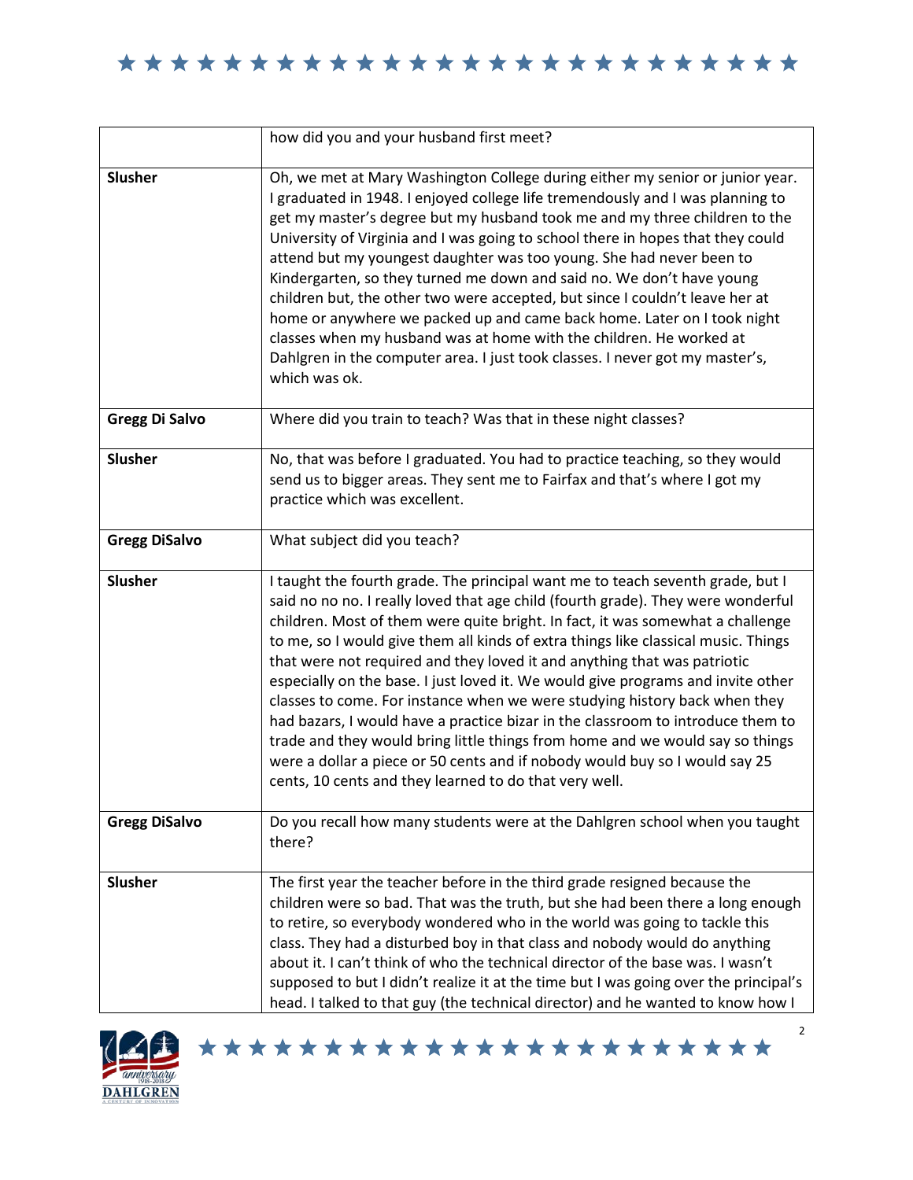| | |
|---|---|
| | how did you and your husband first meet? |
| **Slusher** | Oh, we met at Mary Washington College during either my senior or junior year. I graduated in 1948. I enjoyed college life tremendously and I was planning to get my master's degree but my husband took me and my three children to the University of Virginia and I was going to school there in hopes that they could attend but my youngest daughter was too young. She had never been to Kindergarten, so they turned me down and said no. We don't have young children but, the other two were accepted, but since I couldn't leave her at home or anywhere we packed up and came back home. Later on I took night classes when my husband was at home with the children. He worked at Dahlgren in the computer area. I just took classes. I never got my master's, which was ok. |
| **Gregg Di Salvo** | Where did you train to teach? Was that in these night classes? |
| **Slusher** | No, that was before I graduated. You had to practice teaching, so they would send us to bigger areas. They sent me to Fairfax and that's where I got my practice which was excellent. |
| **Gregg DiSalvo** | What subject did you teach? |
| **Slusher** | I taught the fourth grade. The principal want me to teach seventh grade, but I said no no no. I really loved that age child (fourth grade). They were wonderful children. Most of them were quite bright. In fact, it was somewhat a challenge to me, so I would give them all kinds of extra things like classical music. Things that were not required and they loved it and anything that was patriotic especially on the base. I just loved it. We would give programs and invite other classes to come. For instance when we were studying history back when they had bazars, I would have a practice bizar in the classroom to introduce them to trade and they would bring little things from home and we would say so things were a dollar a piece or 50 cents and if nobody would buy so I would say 25 cents, 10 cents and they learned to do that very well. |
| **Gregg DiSalvo** | Do you recall how many students were at the Dahlgren school when you taught there? |
| **Slusher** | The first year the teacher before in the third grade resigned because the children were so bad. That was the truth, but she had been there a long enough to retire, so everybody wondered who in the world was going to tackle this class. They had a disturbed boy in that class and nobody would do anything about it. I can't think of who the technical director of the base was. I wasn't supposed to but I didn't realize it at the time but I was going over the principal's head. I talked to that guy (the technical director) and he wanted to know how I |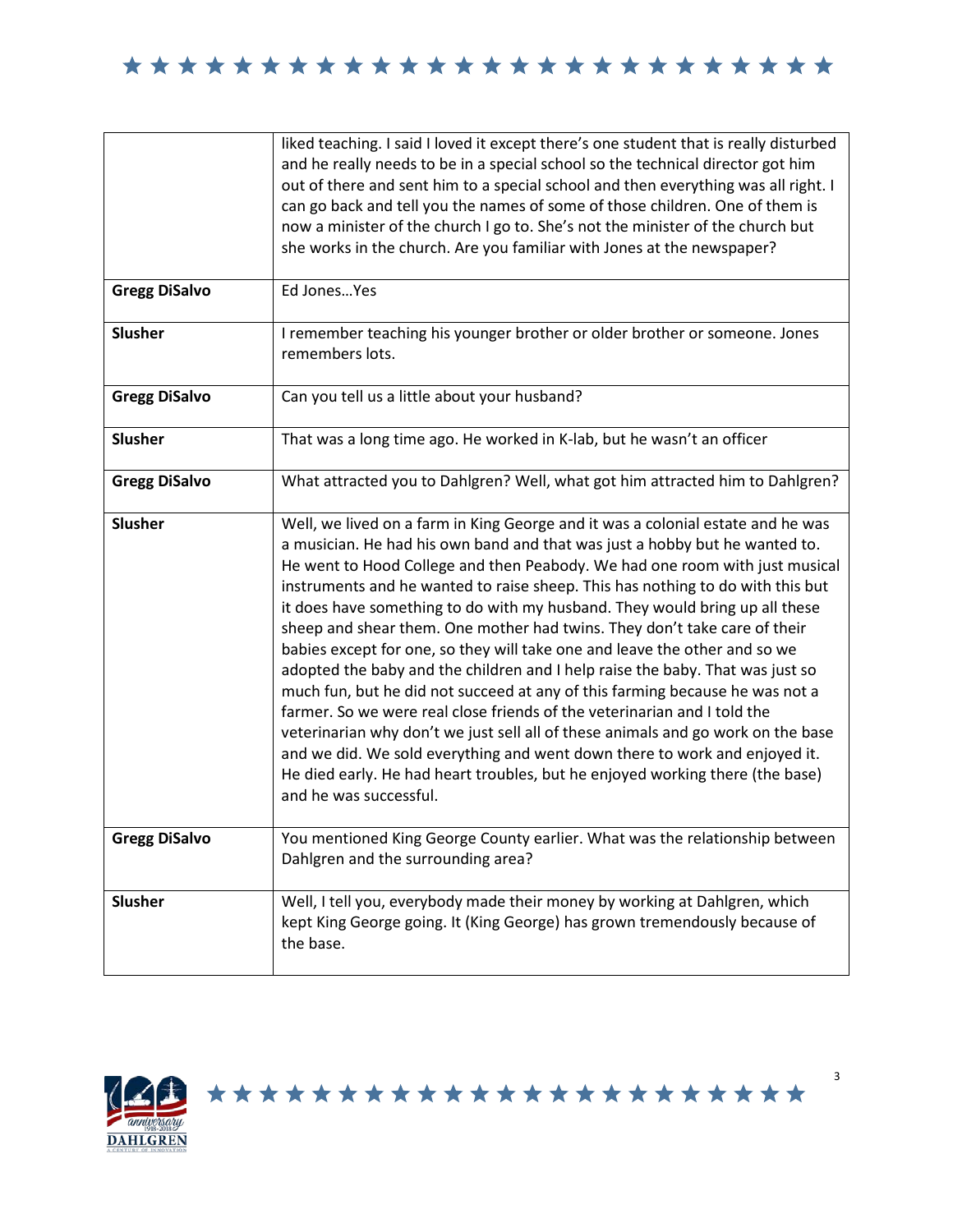| | |
|---|---|
| | liked teaching. I said I loved it except there's one student that is really disturbed and he really needs to be in a special school so the technical director got him out of there and sent him to a special school and then everything was all right. I can go back and tell you the names of some of those children. One of them is now a minister of the church I go to. She's not the minister of the church but she works in the church. Are you familiar with Jones at the newspaper? |
| **Gregg DiSalvo** | Ed Jones…Yes |
| **Slusher** | I remember teaching his younger brother or older brother or someone. Jones remembers lots. |
| **Gregg DiSalvo** | Can you tell us a little about your husband? |
| **Slusher** | That was a long time ago. He worked in K-lab, but he wasn't an officer |
| **Gregg DiSalvo** | What attracted you to Dahlgren? Well, what got him attracted him to Dahlgren? |
| **Slusher** | Well, we lived on a farm in King George and it was a colonial estate and he was a musician. He had his own band and that was just a hobby but he wanted to. He went to Hood College and then Peabody. We had one room with just musical instruments and he wanted to raise sheep. This has nothing to do with this but it does have something to do with my husband. They would bring up all these sheep and shear them. One mother had twins. They don't take care of their babies except for one, so they will take one and leave the other and so we adopted the baby and the children and I help raise the baby. That was just so much fun, but he did not succeed at any of this farming because he was not a farmer. So we were real close friends of the veterinarian and I told the veterinarian why don't we just sell all of these animals and go work on the base and we did. We sold everything and went down there to work and enjoyed it. He died early. He had heart troubles, but he enjoyed working there (the base) and he was successful. |
| **Gregg DiSalvo** | You mentioned King George County earlier. What was the relationship between Dahlgren and the surrounding area? |
| **Slusher** | Well, I tell you, everybody made their money by working at Dahlgren, which kept King George going. It (King George) has grown tremendously because of the base. |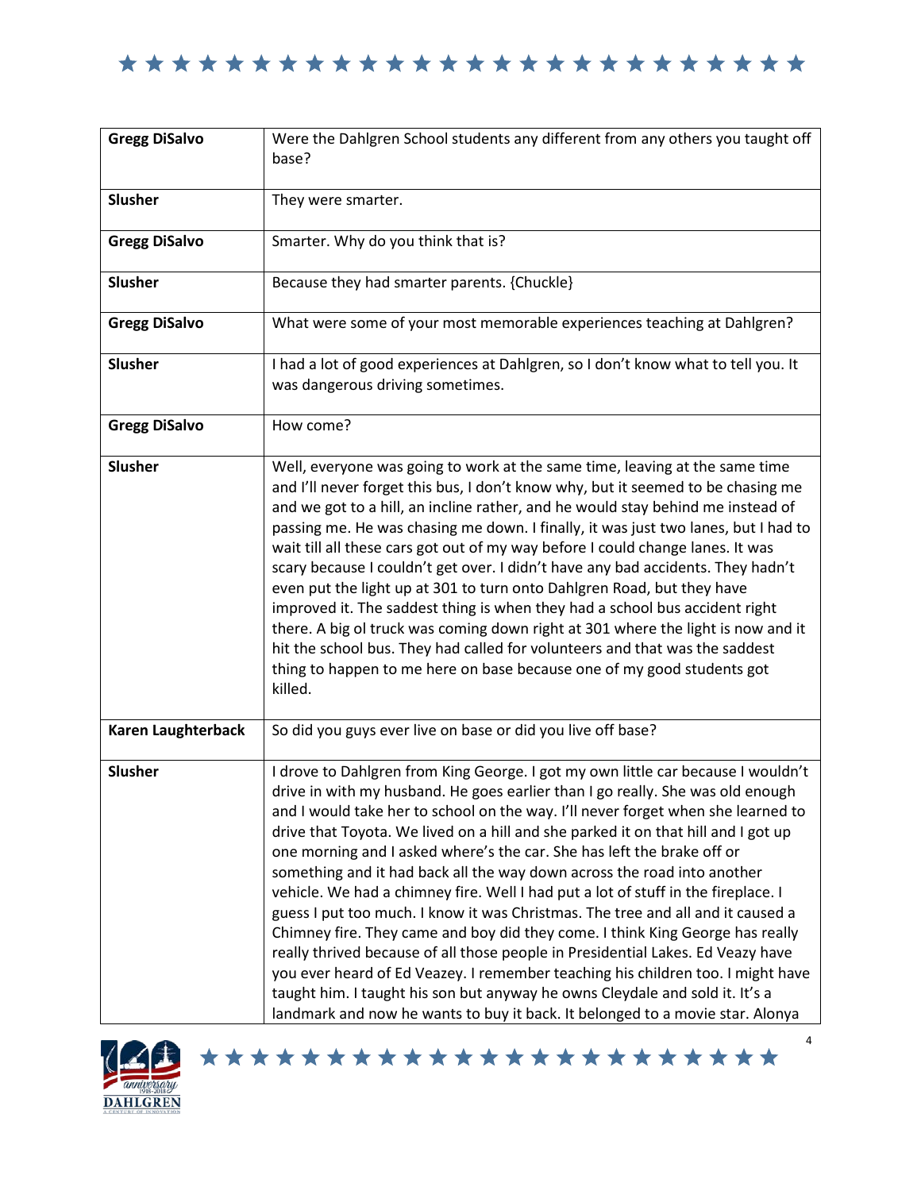| | |
|---|---|
| **Gregg DiSalvo** | Were the Dahlgren School students any different from any others you taught off base? |
| **Slusher** | They were smarter. |
| **Gregg DiSalvo** | Smarter. Why do you think that is? |
| **Slusher** | Because they had smarter parents. {Chuckle} |
| **Gregg DiSalvo** | What were some of your most memorable experiences teaching at Dahlgren? |
| **Slusher** | I had a lot of good experiences at Dahlgren, so I don't know what to tell you. It was dangerous driving sometimes. |
| **Gregg DiSalvo** | How come? |
| **Slusher** | Well, everyone was going to work at the same time, leaving at the same time and I'll never forget this bus, I don't know why, but it seemed to be chasing me and we got to a hill, an incline rather, and he would stay behind me instead of passing me. He was chasing me down. I finally, it was just two lanes, but I had to wait till all these cars got out of my way before I could change lanes. It was scary because I couldn't get over. I didn't have any bad accidents. They hadn't even put the light up at 301 to turn onto Dahlgren Road, but they have improved it. The saddest thing is when they had a school bus accident right there. A big ol truck was coming down right at 301 where the light is now and it hit the school bus. They had called for volunteers and that was the saddest thing to happen to me here on base because one of my good students got killed. |
| **Karen Laughterback** | So did you guys ever live on base or did you live off base? |
| **Slusher** | I drove to Dahlgren from King George. I got my own little car because I wouldn't drive in with my husband. He goes earlier than I go really. She was old enough and I would take her to school on the way. I'll never forget when she learned to drive that Toyota. We lived on a hill and she parked it on that hill and I got up one morning and I asked where's the car. She has left the brake off or something and it had back all the way down across the road into another vehicle. We had a chimney fire. Well I had put a lot of stuff in the fireplace. I guess I put too much. I know it was Christmas. The tree and all and it caused a Chimney fire. They came and boy did they come. I think King George has really really thrived because of all those people in Presidential Lakes. Ed Veazy have you ever heard of Ed Veazey. I remember teaching his children too. I might have taught him. I taught his son but anyway he owns Cleydale and sold it. It's a landmark and now he wants to buy it back. It belonged to a movie star. Alonya |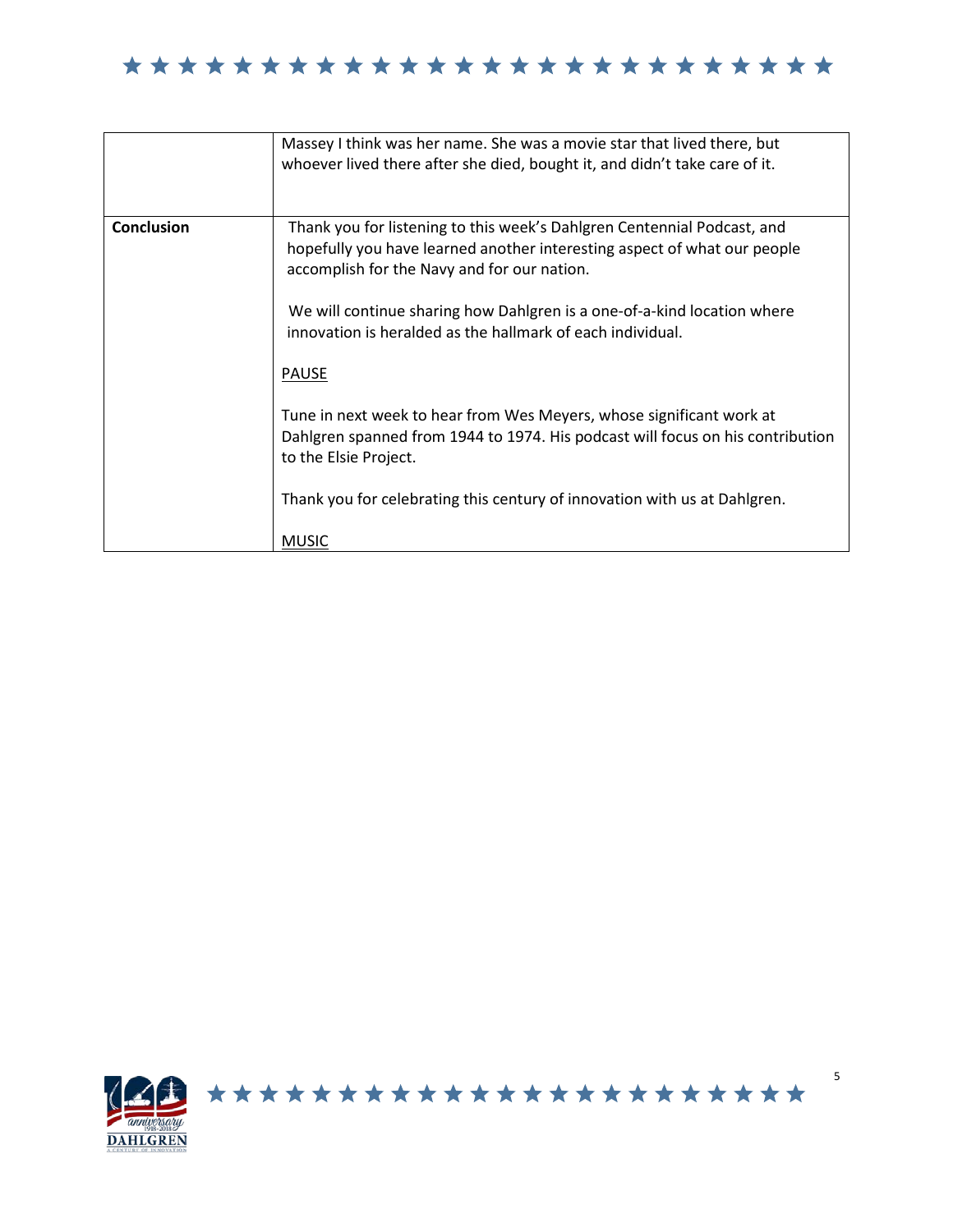| | |
|---|---|
| | Massey I think was her name. She was a movie star that lived there, but whoever lived there after she died, bought it, and didn't take care of it. |
| **Conclusion** | Thank you for listening to this week's Dahlgren Centennial Podcast, and hopefully you have learned another interesting aspect of what our people accomplish for the Navy and for our nation.<br><br>We will continue sharing how Dahlgren is a one-of-a-kind location where innovation is heralded as the hallmark of each individual.<br><br><u>PAUSE</u><br><br>Tune in next week to hear from Wes Meyers, whose significant work at Dahlgren spanned from 1944 to 1974. His podcast will focus on his contribution to the Elsie Project.<br><br>Thank you for celebrating this century of innovation with us at Dahlgren.<br><br><u>MUSIC</u> |